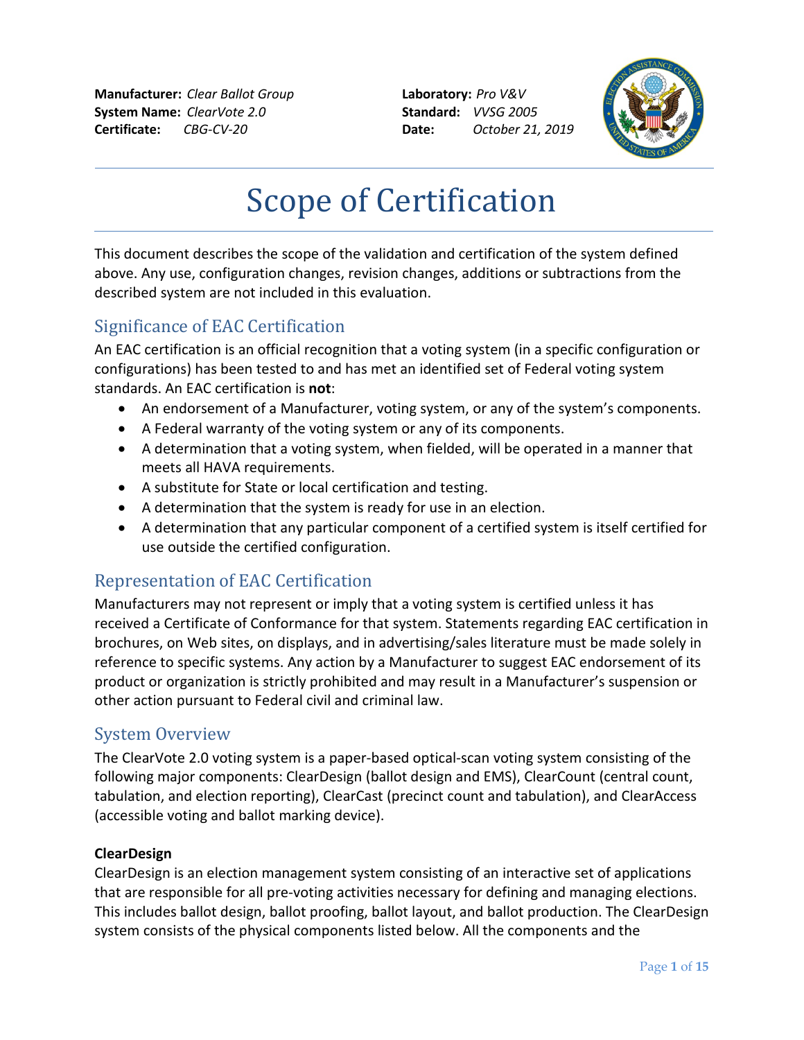**Manufacturer:** *Clear Ballot Group*
**System Name:** *ClearVote 2.0*
**Certificate:** *CBG-CV-20*

**Laboratory:** *Pro V&V*
**Standard:** *VVSG 2005*
**Date:** *October 21, 2019*

# Scope of Certification

This document describes the scope of the validation and certification of the system defined above. Any use, configuration changes, revision changes, additions or subtractions from the described system are not included in this evaluation.

## Significance of EAC Certification

An EAC certification is an official recognition that a voting system (in a specific configuration or configurations) has been tested to and has met an identified set of Federal voting system standards. An EAC certification is **not**:

- An endorsement of a Manufacturer, voting system, or any of the system's components.
- A Federal warranty of the voting system or any of its components.
- A determination that a voting system, when fielded, will be operated in a manner that meets all HAVA requirements.
- A substitute for State or local certification and testing.
- A determination that the system is ready for use in an election.
- A determination that any particular component of a certified system is itself certified for use outside the certified configuration.

## Representation of EAC Certification

Manufacturers may not represent or imply that a voting system is certified unless it has received a Certificate of Conformance for that system. Statements regarding EAC certification in brochures, on Web sites, on displays, and in advertising/sales literature must be made solely in reference to specific systems. Any action by a Manufacturer to suggest EAC endorsement of its product or organization is strictly prohibited and may result in a Manufacturer's suspension or other action pursuant to Federal civil and criminal law.

## System Overview

The ClearVote 2.0 voting system is a paper-based optical-scan voting system consisting of the following major components: ClearDesign (ballot design and EMS), ClearCount (central count, tabulation, and election reporting), ClearCast (precinct count and tabulation), and ClearAccess (accessible voting and ballot marking device).

**ClearDesign**

ClearDesign is an election management system consisting of an interactive set of applications that are responsible for all pre-voting activities necessary for defining and managing elections. This includes ballot design, ballot proofing, ballot layout, and ballot production. The ClearDesign system consists of the physical components listed below. All the components and the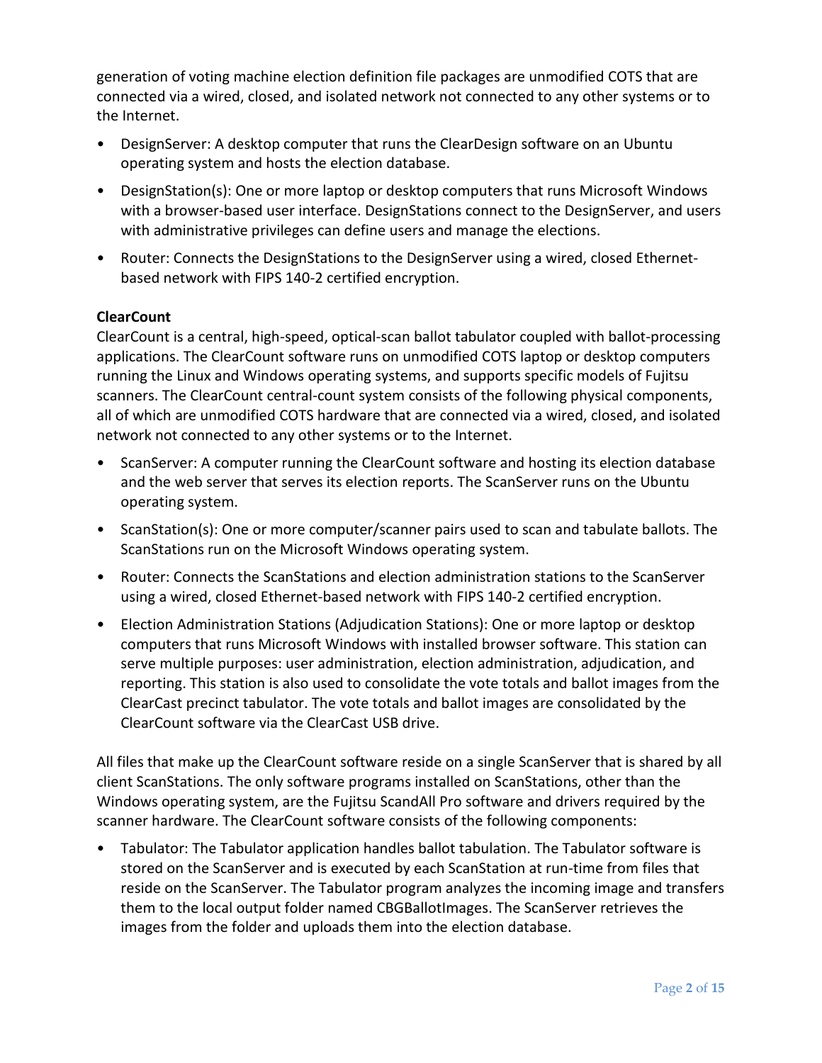generation of voting machine election definition file packages are unmodified COTS that are connected via a wired, closed, and isolated network not connected to any other systems or to the Internet.

- DesignServer: A desktop computer that runs the ClearDesign software on an Ubuntu operating system and hosts the election database.
- DesignStation(s): One or more laptop or desktop computers that runs Microsoft Windows with a browser-based user interface. DesignStations connect to the DesignServer, and users with administrative privileges can define users and manage the elections.
- Router: Connects the DesignStations to the DesignServer using a wired, closed Ethernet-based network with FIPS 140-2 certified encryption.

**ClearCount**

ClearCount is a central, high-speed, optical-scan ballot tabulator coupled with ballot-processing applications. The ClearCount software runs on unmodified COTS laptop or desktop computers running the Linux and Windows operating systems, and supports specific models of Fujitsu scanners. The ClearCount central-count system consists of the following physical components, all of which are unmodified COTS hardware that are connected via a wired, closed, and isolated network not connected to any other systems or to the Internet.

- ScanServer: A computer running the ClearCount software and hosting its election database and the web server that serves its election reports. The ScanServer runs on the Ubuntu operating system.
- ScanStation(s): One or more computer/scanner pairs used to scan and tabulate ballots. The ScanStations run on the Microsoft Windows operating system.
- Router: Connects the ScanStations and election administration stations to the ScanServer using a wired, closed Ethernet-based network with FIPS 140-2 certified encryption.
- Election Administration Stations (Adjudication Stations): One or more laptop or desktop computers that runs Microsoft Windows with installed browser software. This station can serve multiple purposes: user administration, election administration, adjudication, and reporting. This station is also used to consolidate the vote totals and ballot images from the ClearCast precinct tabulator. The vote totals and ballot images are consolidated by the ClearCount software via the ClearCast USB drive.

All files that make up the ClearCount software reside on a single ScanServer that is shared by all client ScanStations. The only software programs installed on ScanStations, other than the Windows operating system, are the Fujitsu ScandAll Pro software and drivers required by the scanner hardware. The ClearCount software consists of the following components:

- Tabulator: The Tabulator application handles ballot tabulation. The Tabulator software is stored on the ScanServer and is executed by each ScanStation at run-time from files that reside on the ScanServer. The Tabulator program analyzes the incoming image and transfers them to the local output folder named CBGBallotImages. The ScanServer retrieves the images from the folder and uploads them into the election database.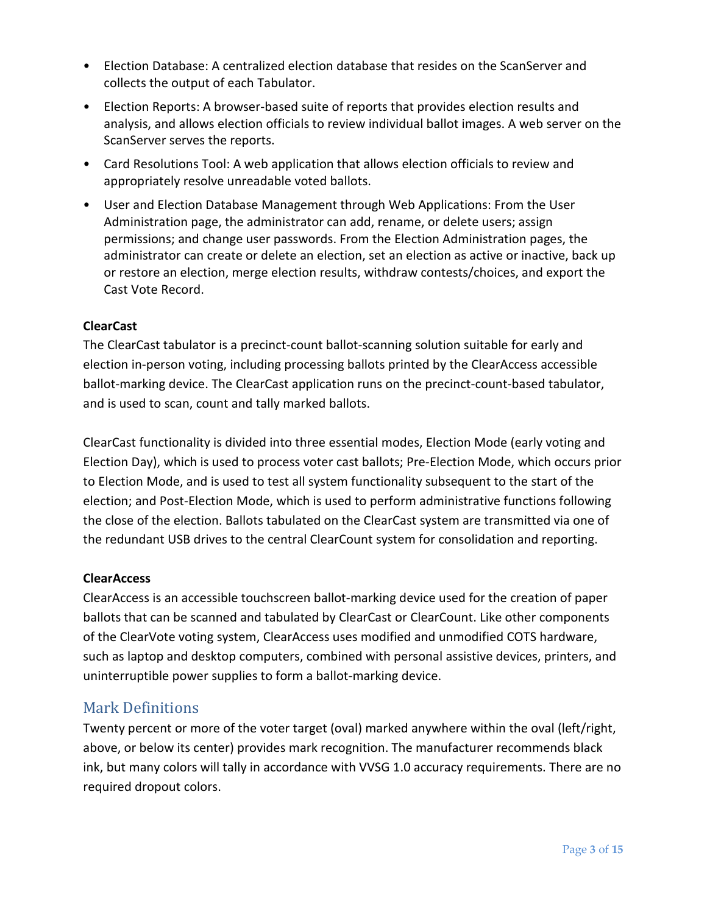- Election Database: A centralized election database that resides on the ScanServer and collects the output of each Tabulator.
- Election Reports: A browser-based suite of reports that provides election results and analysis, and allows election officials to review individual ballot images. A web server on the ScanServer serves the reports.
- Card Resolutions Tool: A web application that allows election officials to review and appropriately resolve unreadable voted ballots.
- User and Election Database Management through Web Applications: From the User Administration page, the administrator can add, rename, or delete users; assign permissions; and change user passwords. From the Election Administration pages, the administrator can create or delete an election, set an election as active or inactive, back up or restore an election, merge election results, withdraw contests/choices, and export the Cast Vote Record.

**ClearCast**

The ClearCast tabulator is a precinct-count ballot-scanning solution suitable for early and election in-person voting, including processing ballots printed by the ClearAccess accessible ballot-marking device. The ClearCast application runs on the precinct-count-based tabulator, and is used to scan, count and tally marked ballots.

ClearCast functionality is divided into three essential modes, Election Mode (early voting and Election Day), which is used to process voter cast ballots; Pre-Election Mode, which occurs prior to Election Mode, and is used to test all system functionality subsequent to the start of the election; and Post-Election Mode, which is used to perform administrative functions following the close of the election. Ballots tabulated on the ClearCast system are transmitted via one of the redundant USB drives to the central ClearCount system for consolidation and reporting.

**ClearAccess**

ClearAccess is an accessible touchscreen ballot-marking device used for the creation of paper ballots that can be scanned and tabulated by ClearCast or ClearCount. Like other components of the ClearVote voting system, ClearAccess uses modified and unmodified COTS hardware, such as laptop and desktop computers, combined with personal assistive devices, printers, and uninterruptible power supplies to form a ballot-marking device.

## Mark Definitions

Twenty percent or more of the voter target (oval) marked anywhere within the oval (left/right, above, or below its center) provides mark recognition. The manufacturer recommends black ink, but many colors will tally in accordance with VVSG 1.0 accuracy requirements. There are no required dropout colors.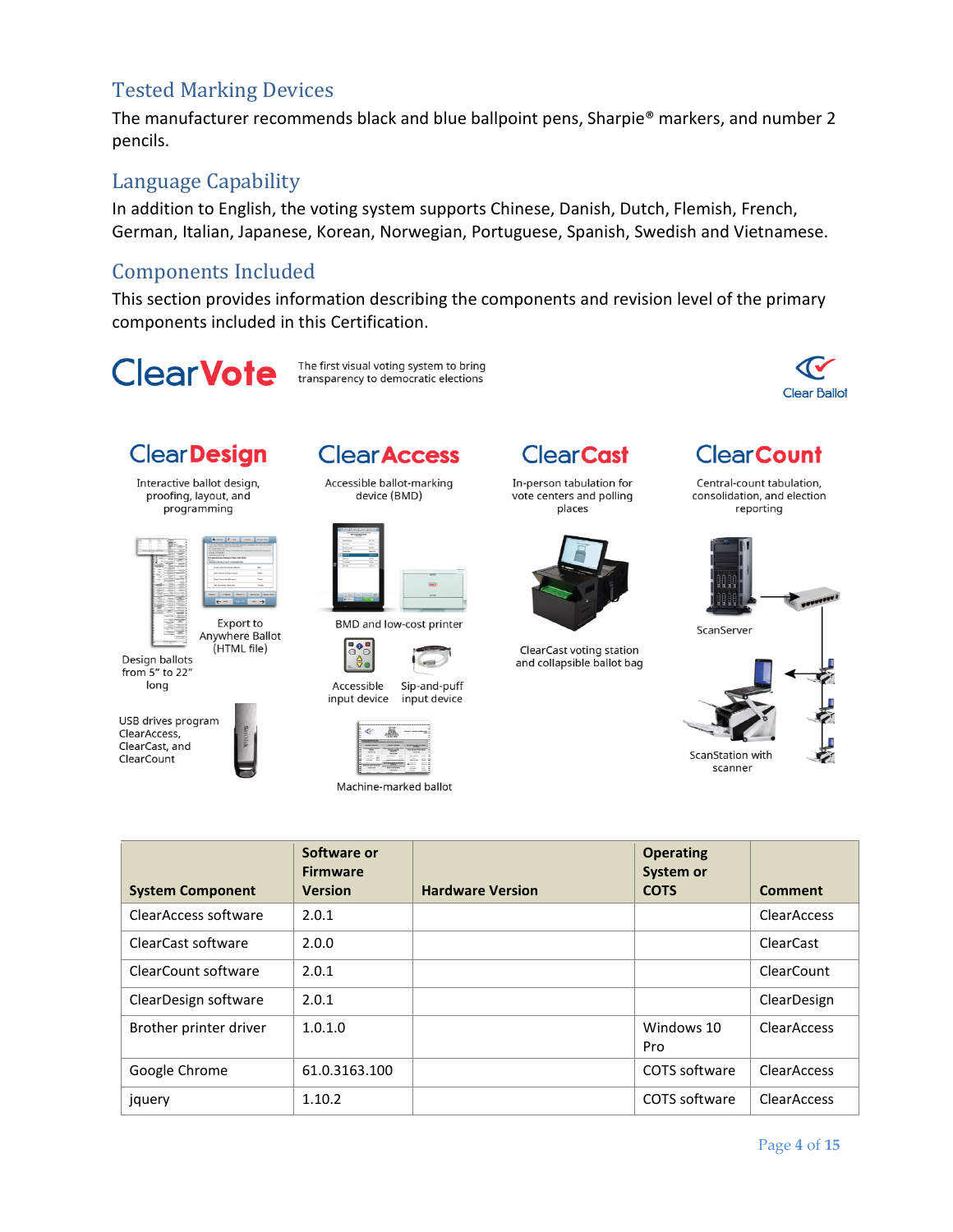## Tested Marking Devices

The manufacturer recommends black and blue ballpoint pens, Sharpie® markers, and number 2 pencils.

## Language Capability

In addition to English, the voting system supports Chinese, Danish, Dutch, Flemish, French, German, Italian, Japanese, Korean, Norwegian, Portuguese, Spanish, Swedish and Vietnamese.

## Components Included

This section provides information describing the components and revision level of the primary components included in this Certification.

ClearVote — The first visual voting system to bring transparency to democratic elections

Clear Ballot

**ClearDesign** — Interactive ballot design, proofing, layout, and programming

Design ballots from 5" to 22" long

Export to Anywhere Ballot (HTML file)

USB drives program ClearAccess, ClearCast, and ClearCount

**ClearAccess** — Accessible ballot-marking device (BMD)

BMD and low-cost printer

Accessible input device

Sip-and-puff input device

Machine-marked ballot

**ClearCast** — In-person tabulation for vote centers and polling places

ClearCast voting station and collapsible ballot bag

**ClearCount** — Central-count tabulation, consolidation, and election reporting

ScanServer

ScanStation with scanner

| System Component | Software or Firmware Version | Hardware Version | Operating System or COTS | Comment |
|---|---|---|---|---|
| ClearAccess software | 2.0.1 | | | ClearAccess |
| ClearCast software | 2.0.0 | | | ClearCast |
| ClearCount software | 2.0.1 | | | ClearCount |
| ClearDesign software | 2.0.1 | | | ClearDesign |
| Brother printer driver | 1.0.1.0 | | Windows 10 Pro | ClearAccess |
| Google Chrome | 61.0.3163.100 | | COTS software | ClearAccess |
| jquery | 1.10.2 | | COTS software | ClearAccess |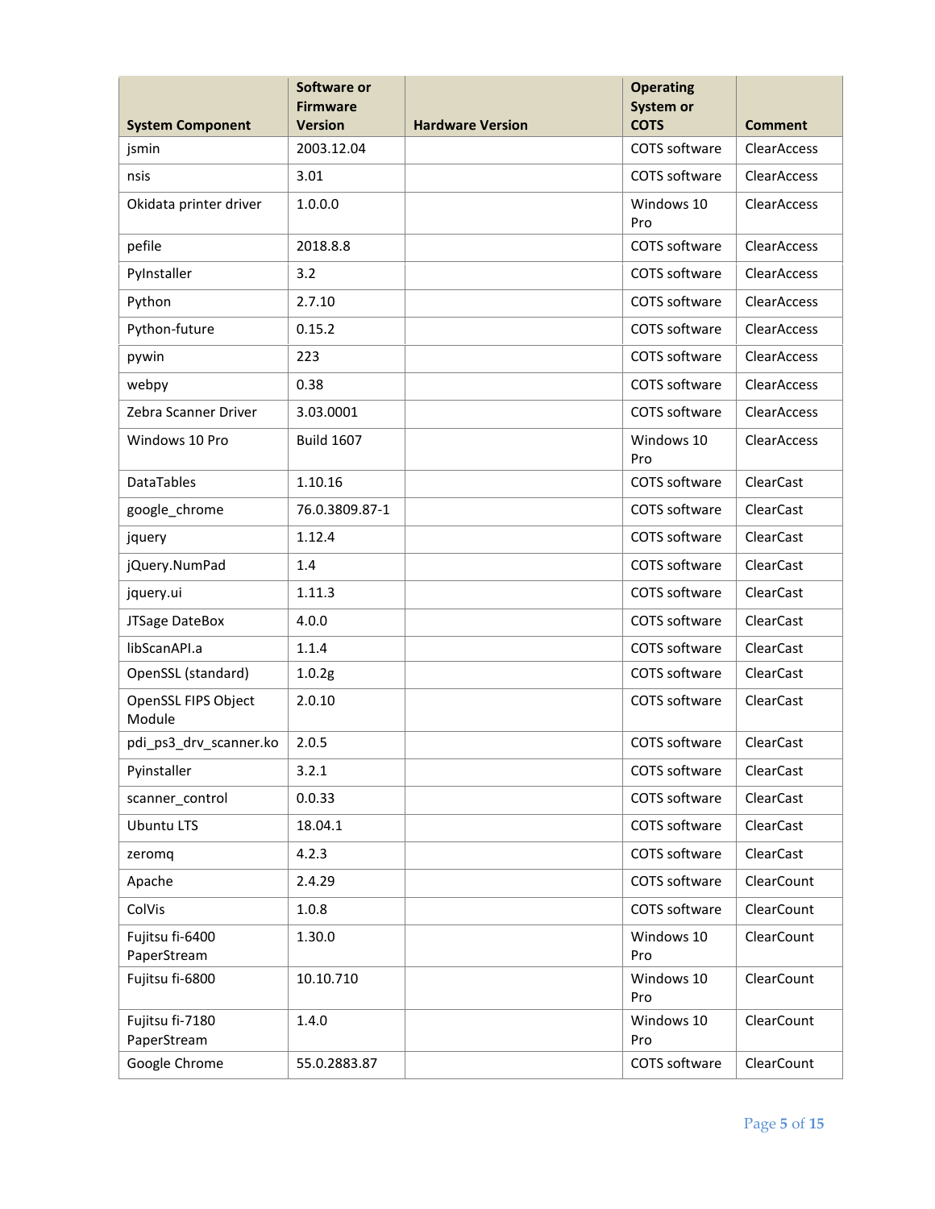| System Component | Software or Firmware Version | Hardware Version | Operating System or COTS | Comment |
|---|---|---|---|---|
| jsmin | 2003.12.04 | | COTS software | ClearAccess |
| nsis | 3.01 | | COTS software | ClearAccess |
| Okidata printer driver | 1.0.0.0 | | Windows 10 Pro | ClearAccess |
| pefile | 2018.8.8 | | COTS software | ClearAccess |
| PyInstaller | 3.2 | | COTS software | ClearAccess |
| Python | 2.7.10 | | COTS software | ClearAccess |
| Python-future | 0.15.2 | | COTS software | ClearAccess |
| pywin | 223 | | COTS software | ClearAccess |
| webpy | 0.38 | | COTS software | ClearAccess |
| Zebra Scanner Driver | 3.03.0001 | | COTS software | ClearAccess |
| Windows 10 Pro | Build 1607 | | Windows 10 Pro | ClearAccess |
| DataTables | 1.10.16 | | COTS software | ClearCast |
| google_chrome | 76.0.3809.87-1 | | COTS software | ClearCast |
| jquery | 1.12.4 | | COTS software | ClearCast |
| jQuery.NumPad | 1.4 | | COTS software | ClearCast |
| jquery.ui | 1.11.3 | | COTS software | ClearCast |
| JTSage DateBox | 4.0.0 | | COTS software | ClearCast |
| libScanAPI.a | 1.1.4 | | COTS software | ClearCast |
| OpenSSL (standard) | 1.0.2g | | COTS software | ClearCast |
| OpenSSL FIPS Object Module | 2.0.10 | | COTS software | ClearCast |
| pdi_ps3_drv_scanner.ko | 2.0.5 | | COTS software | ClearCast |
| Pyinstaller | 3.2.1 | | COTS software | ClearCast |
| scanner_control | 0.0.33 | | COTS software | ClearCast |
| Ubuntu LTS | 18.04.1 | | COTS software | ClearCast |
| zeromq | 4.2.3 | | COTS software | ClearCast |
| Apache | 2.4.29 | | COTS software | ClearCount |
| ColVis | 1.0.8 | | COTS software | ClearCount |
| Fujitsu fi-6400 PaperStream | 1.30.0 | | Windows 10 Pro | ClearCount |
| Fujitsu fi-6800 | 10.10.710 | | Windows 10 Pro | ClearCount |
| Fujitsu fi-7180 PaperStream | 1.4.0 | | Windows 10 Pro | ClearCount |
| Google Chrome | 55.0.2883.87 | | COTS software | ClearCount |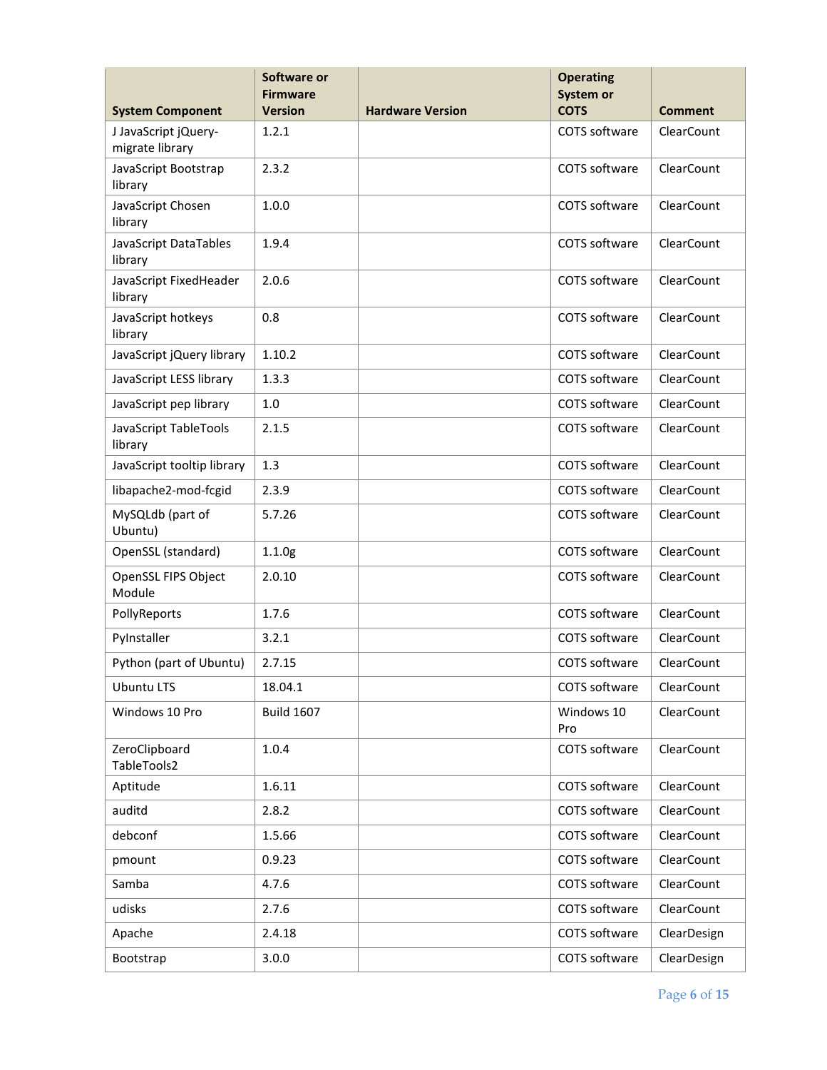| System Component | Software or Firmware Version | Hardware Version | Operating System or COTS | Comment |
|---|---|---|---|---|
| J JavaScript jQuery-migrate library | 1.2.1 | | COTS software | ClearCount |
| JavaScript Bootstrap library | 2.3.2 | | COTS software | ClearCount |
| JavaScript Chosen library | 1.0.0 | | COTS software | ClearCount |
| JavaScript DataTables library | 1.9.4 | | COTS software | ClearCount |
| JavaScript FixedHeader library | 2.0.6 | | COTS software | ClearCount |
| JavaScript hotkeys library | 0.8 | | COTS software | ClearCount |
| JavaScript jQuery library | 1.10.2 | | COTS software | ClearCount |
| JavaScript LESS library | 1.3.3 | | COTS software | ClearCount |
| JavaScript pep library | 1.0 | | COTS software | ClearCount |
| JavaScript TableTools library | 2.1.5 | | COTS software | ClearCount |
| JavaScript tooltip library | 1.3 | | COTS software | ClearCount |
| libapache2-mod-fcgid | 2.3.9 | | COTS software | ClearCount |
| MySQLdb (part of Ubuntu) | 5.7.26 | | COTS software | ClearCount |
| OpenSSL (standard) | 1.1.0g | | COTS software | ClearCount |
| OpenSSL FIPS Object Module | 2.0.10 | | COTS software | ClearCount |
| PollyReports | 1.7.6 | | COTS software | ClearCount |
| PyInstaller | 3.2.1 | | COTS software | ClearCount |
| Python (part of Ubuntu) | 2.7.15 | | COTS software | ClearCount |
| Ubuntu LTS | 18.04.1 | | COTS software | ClearCount |
| Windows 10 Pro | Build 1607 | | Windows 10 Pro | ClearCount |
| ZeroClipboard TableTools2 | 1.0.4 | | COTS software | ClearCount |
| Aptitude | 1.6.11 | | COTS software | ClearCount |
| auditd | 2.8.2 | | COTS software | ClearCount |
| debconf | 1.5.66 | | COTS software | ClearCount |
| pmount | 0.9.23 | | COTS software | ClearCount |
| Samba | 4.7.6 | | COTS software | ClearCount |
| udisks | 2.7.6 | | COTS software | ClearCount |
| Apache | 2.4.18 | | COTS software | ClearDesign |
| Bootstrap | 3.0.0 | | COTS software | ClearDesign |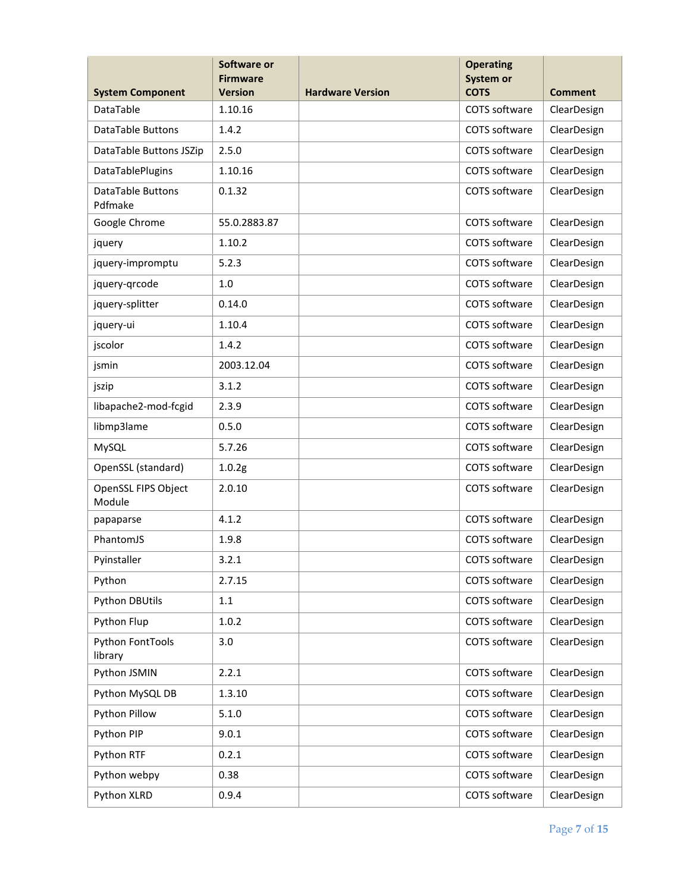| System Component | Software or Firmware Version | Hardware Version | Operating System or COTS | Comment |
|---|---|---|---|---|
| DataTable | 1.10.16 | | COTS software | ClearDesign |
| DataTable Buttons | 1.4.2 | | COTS software | ClearDesign |
| DataTable Buttons JSZip | 2.5.0 | | COTS software | ClearDesign |
| DataTablePlugins | 1.10.16 | | COTS software | ClearDesign |
| DataTable Buttons Pdfmake | 0.1.32 | | COTS software | ClearDesign |
| Google Chrome | 55.0.2883.87 | | COTS software | ClearDesign |
| jquery | 1.10.2 | | COTS software | ClearDesign |
| jquery-impromptu | 5.2.3 | | COTS software | ClearDesign |
| jquery-qrcode | 1.0 | | COTS software | ClearDesign |
| jquery-splitter | 0.14.0 | | COTS software | ClearDesign |
| jquery-ui | 1.10.4 | | COTS software | ClearDesign |
| jscolor | 1.4.2 | | COTS software | ClearDesign |
| jsmin | 2003.12.04 | | COTS software | ClearDesign |
| jszip | 3.1.2 | | COTS software | ClearDesign |
| libapache2-mod-fcgid | 2.3.9 | | COTS software | ClearDesign |
| libmp3lame | 0.5.0 | | COTS software | ClearDesign |
| MySQL | 5.7.26 | | COTS software | ClearDesign |
| OpenSSL (standard) | 1.0.2g | | COTS software | ClearDesign |
| OpenSSL FIPS Object Module | 2.0.10 | | COTS software | ClearDesign |
| papaparse | 4.1.2 | | COTS software | ClearDesign |
| PhantomJS | 1.9.8 | | COTS software | ClearDesign |
| Pyinstaller | 3.2.1 | | COTS software | ClearDesign |
| Python | 2.7.15 | | COTS software | ClearDesign |
| Python DBUtils | 1.1 | | COTS software | ClearDesign |
| Python Flup | 1.0.2 | | COTS software | ClearDesign |
| Python FontTools library | 3.0 | | COTS software | ClearDesign |
| Python JSMIN | 2.2.1 | | COTS software | ClearDesign |
| Python MySQL DB | 1.3.10 | | COTS software | ClearDesign |
| Python Pillow | 5.1.0 | | COTS software | ClearDesign |
| Python PIP | 9.0.1 | | COTS software | ClearDesign |
| Python RTF | 0.2.1 | | COTS software | ClearDesign |
| Python webpy | 0.38 | | COTS software | ClearDesign |
| Python XLRD | 0.9.4 | | COTS software | ClearDesign |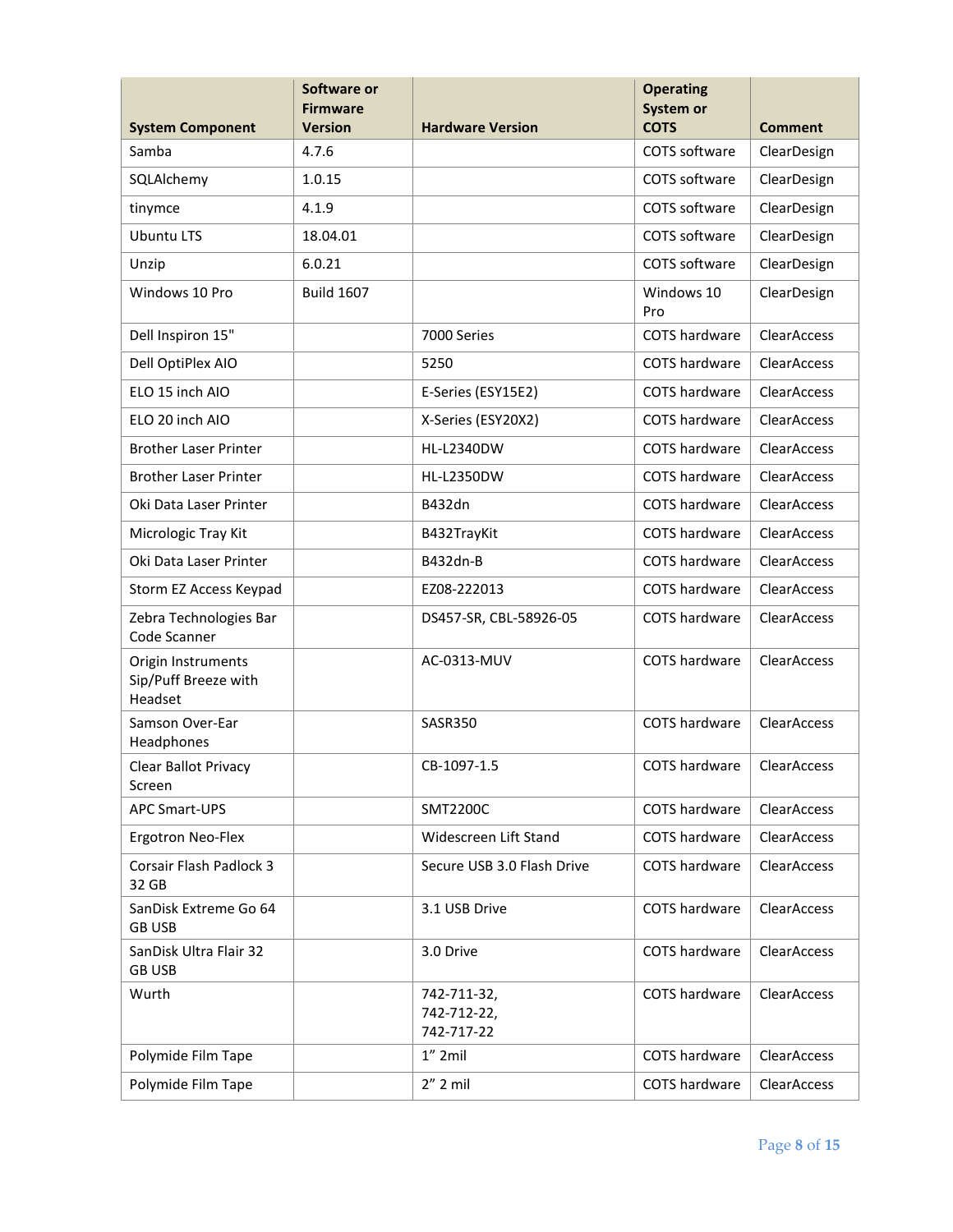| System Component | Software or Firmware Version | Hardware Version | Operating System or COTS | Comment |
|---|---|---|---|---|
| Samba | 4.7.6 | | COTS software | ClearDesign |
| SQLAlchemy | 1.0.15 | | COTS software | ClearDesign |
| tinymce | 4.1.9 | | COTS software | ClearDesign |
| Ubuntu LTS | 18.04.01 | | COTS software | ClearDesign |
| Unzip | 6.0.21 | | COTS software | ClearDesign |
| Windows 10 Pro | Build 1607 | | Windows 10 Pro | ClearDesign |
| Dell Inspiron 15" | | 7000 Series | COTS hardware | ClearAccess |
| Dell OptiPlex AIO | | 5250 | COTS hardware | ClearAccess |
| ELO 15 inch AIO | | E-Series (ESY15E2) | COTS hardware | ClearAccess |
| ELO 20 inch AIO | | X-Series (ESY20X2) | COTS hardware | ClearAccess |
| Brother Laser Printer | | HL-L2340DW | COTS hardware | ClearAccess |
| Brother Laser Printer | | HL-L2350DW | COTS hardware | ClearAccess |
| Oki Data Laser Printer | | B432dn | COTS hardware | ClearAccess |
| Micrologic Tray Kit | | B432TrayKit | COTS hardware | ClearAccess |
| Oki Data Laser Printer | | B432dn-B | COTS hardware | ClearAccess |
| Storm EZ Access Keypad | | EZ08-222013 | COTS hardware | ClearAccess |
| Zebra Technologies Bar Code Scanner | | DS457-SR, CBL-58926-05 | COTS hardware | ClearAccess |
| Origin Instruments Sip/Puff Breeze with Headset | | AC-0313-MUV | COTS hardware | ClearAccess |
| Samson Over-Ear Headphones | | SASR350 | COTS hardware | ClearAccess |
| Clear Ballot Privacy Screen | | CB-1097-1.5 | COTS hardware | ClearAccess |
| APC Smart-UPS | | SMT2200C | COTS hardware | ClearAccess |
| Ergotron Neo-Flex | | Widescreen Lift Stand | COTS hardware | ClearAccess |
| Corsair Flash Padlock 3 32 GB | | Secure USB 3.0 Flash Drive | COTS hardware | ClearAccess |
| SanDisk Extreme Go 64 GB USB | | 3.1 USB Drive | COTS hardware | ClearAccess |
| SanDisk Ultra Flair 32 GB USB | | 3.0 Drive | COTS hardware | ClearAccess |
| Wurth | | 742-711-32, 742-712-22, 742-717-22 | COTS hardware | ClearAccess |
| Polymide Film Tape | | 1" 2mil | COTS hardware | ClearAccess |
| Polymide Film Tape | | 2" 2 mil | COTS hardware | ClearAccess |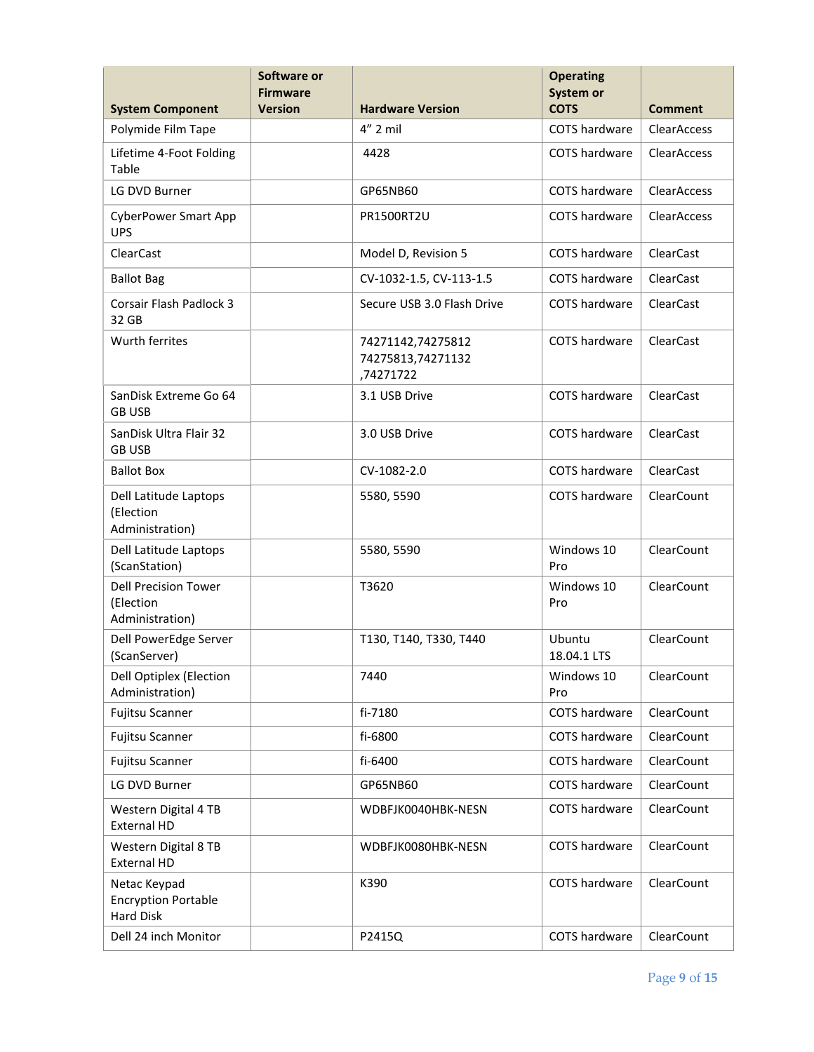| System Component | Software or Firmware Version | Hardware Version | Operating System or COTS | Comment |
|---|---|---|---|---|
| Polymide Film Tape | | 4” 2 mil | COTS hardware | ClearAccess |
| Lifetime 4-Foot Folding Table | | 4428 | COTS hardware | ClearAccess |
| LG DVD Burner | | GP65NB60 | COTS hardware | ClearAccess |
| CyberPower Smart App UPS | | PR1500RT2U | COTS hardware | ClearAccess |
| ClearCast | | Model D, Revision 5 | COTS hardware | ClearCast |
| Ballot Bag | | CV-1032-1.5, CV-113-1.5 | COTS hardware | ClearCast |
| Corsair Flash Padlock 3 32 GB | | Secure USB 3.0 Flash Drive | COTS hardware | ClearCast |
| Wurth ferrites | | 74271142,74275812 74275813,74271132 ,74271722 | COTS hardware | ClearCast |
| SanDisk Extreme Go 64 GB USB | | 3.1 USB Drive | COTS hardware | ClearCast |
| SanDisk Ultra Flair 32 GB USB | | 3.0 USB Drive | COTS hardware | ClearCast |
| Ballot Box | | CV-1082-2.0 | COTS hardware | ClearCast |
| Dell Latitude Laptops (Election Administration) | | 5580, 5590 | COTS hardware | ClearCount |
| Dell Latitude Laptops (ScanStation) | | 5580, 5590 | Windows 10 Pro | ClearCount |
| Dell Precision Tower (Election Administration) | | T3620 | Windows 10 Pro | ClearCount |
| Dell PowerEdge Server (ScanServer) | | T130, T140, T330, T440 | Ubuntu 18.04.1 LTS | ClearCount |
| Dell Optiplex (Election Administration) | | 7440 | Windows 10 Pro | ClearCount |
| Fujitsu Scanner | | fi-7180 | COTS hardware | ClearCount |
| Fujitsu Scanner | | fi-6800 | COTS hardware | ClearCount |
| Fujitsu Scanner | | fi-6400 | COTS hardware | ClearCount |
| LG DVD Burner | | GP65NB60 | COTS hardware | ClearCount |
| Western Digital 4 TB External HD | | WDBFJK0040HBK-NESN | COTS hardware | ClearCount |
| Western Digital 8 TB External HD | | WDBFJK0080HBK-NESN | COTS hardware | ClearCount |
| Netac Keypad Encryption Portable Hard Disk | | K390 | COTS hardware | ClearCount |
| Dell 24 inch Monitor | | P2415Q | COTS hardware | ClearCount |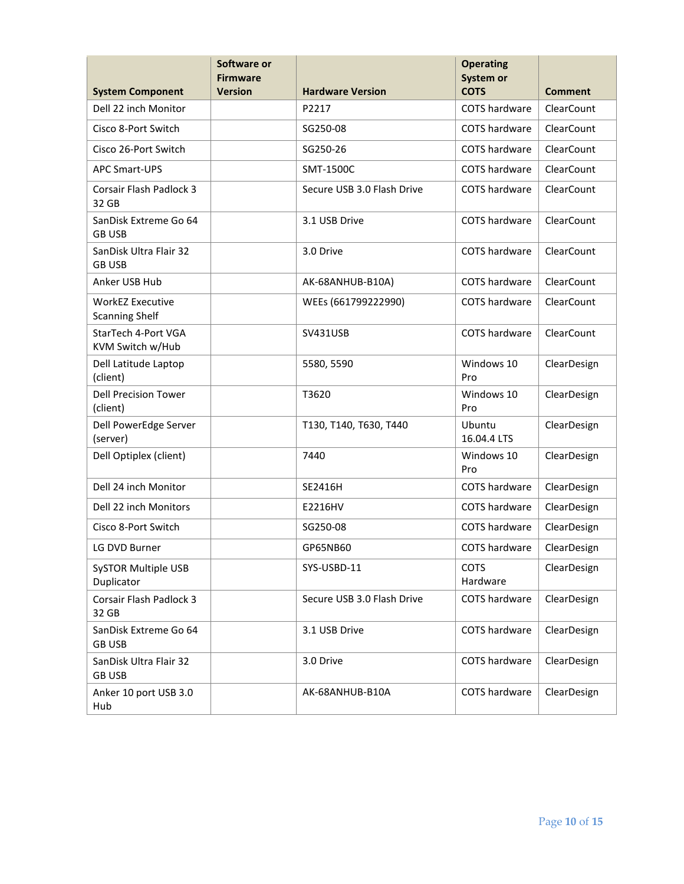| System Component | Software or Firmware Version | Hardware Version | Operating System or COTS | Comment |
|---|---|---|---|---|
| Dell 22 inch Monitor | | P2217 | COTS hardware | ClearCount |
| Cisco 8-Port Switch | | SG250-08 | COTS hardware | ClearCount |
| Cisco 26-Port Switch | | SG250-26 | COTS hardware | ClearCount |
| APC Smart-UPS | | SMT-1500C | COTS hardware | ClearCount |
| Corsair Flash Padlock 3 32 GB | | Secure USB 3.0 Flash Drive | COTS hardware | ClearCount |
| SanDisk Extreme Go 64 GB USB | | 3.1 USB Drive | COTS hardware | ClearCount |
| SanDisk Ultra Flair 32 GB USB | | 3.0 Drive | COTS hardware | ClearCount |
| Anker USB Hub | | AK-68ANHUB-B10A) | COTS hardware | ClearCount |
| WorkEZ Executive Scanning Shelf | | WEEs (661799222990) | COTS hardware | ClearCount |
| StarTech 4-Port VGA KVM Switch w/Hub | | SV431USB | COTS hardware | ClearCount |
| Dell Latitude Laptop (client) | | 5580, 5590 | Windows 10 Pro | ClearDesign |
| Dell Precision Tower (client) | | T3620 | Windows 10 Pro | ClearDesign |
| Dell PowerEdge Server (server) | | T130, T140, T630, T440 | Ubuntu 16.04.4 LTS | ClearDesign |
| Dell Optiplex (client) | | 7440 | Windows 10 Pro | ClearDesign |
| Dell 24 inch Monitor | | SE2416H | COTS hardware | ClearDesign |
| Dell 22 inch Monitors | | E2216HV | COTS hardware | ClearDesign |
| Cisco 8-Port Switch | | SG250-08 | COTS hardware | ClearDesign |
| LG DVD Burner | | GP65NB60 | COTS hardware | ClearDesign |
| SySTOR Multiple USB Duplicator | | SYS-USBD-11 | COTS Hardware | ClearDesign |
| Corsair Flash Padlock 3 32 GB | | Secure USB 3.0 Flash Drive | COTS hardware | ClearDesign |
| SanDisk Extreme Go 64 GB USB | | 3.1 USB Drive | COTS hardware | ClearDesign |
| SanDisk Ultra Flair 32 GB USB | | 3.0 Drive | COTS hardware | ClearDesign |
| Anker 10 port USB 3.0 Hub | | AK-68ANHUB-B10A | COTS hardware | ClearDesign |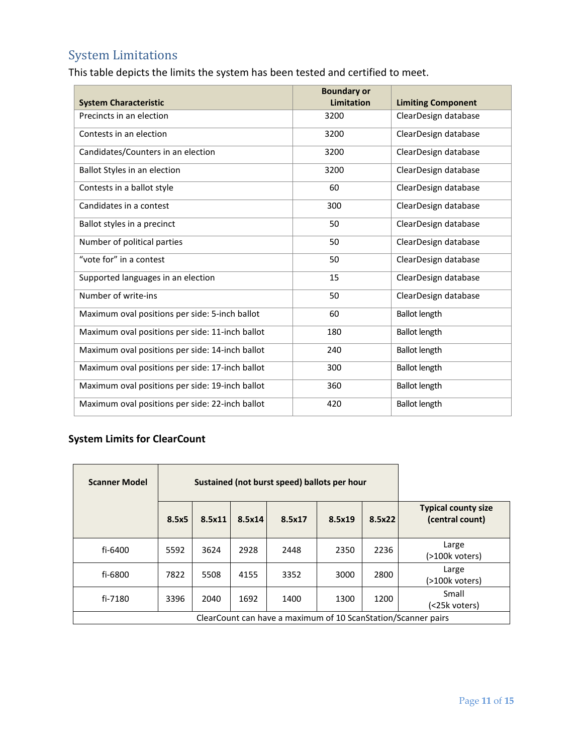## System Limitations

This table depicts the limits the system has been tested and certified to meet.

| System Characteristic | Boundary or Limitation | Limiting Component |
|---|---|---|
| Precincts in an election | 3200 | ClearDesign database |
| Contests in an election | 3200 | ClearDesign database |
| Candidates/Counters in an election | 3200 | ClearDesign database |
| Ballot Styles in an election | 3200 | ClearDesign database |
| Contests in a ballot style | 60 | ClearDesign database |
| Candidates in a contest | 300 | ClearDesign database |
| Ballot styles in a precinct | 50 | ClearDesign database |
| Number of political parties | 50 | ClearDesign database |
| “vote for” in a contest | 50 | ClearDesign database |
| Supported languages in an election | 15 | ClearDesign database |
| Number of write-ins | 50 | ClearDesign database |
| Maximum oval positions per side: 5-inch ballot | 60 | Ballot length |
| Maximum oval positions per side: 11-inch ballot | 180 | Ballot length |
| Maximum oval positions per side: 14-inch ballot | 240 | Ballot length |
| Maximum oval positions per side: 17-inch ballot | 300 | Ballot length |
| Maximum oval positions per side: 19-inch ballot | 360 | Ballot length |
| Maximum oval positions per side: 22-inch ballot | 420 | Ballot length |

### System Limits for ClearCount

| Scanner Model | Sustained (not burst speed) ballots per hour | | | | | | |
|---|---|---|---|---|---|---|---|
| | 8.5x5 | 8.5x11 | 8.5x14 | 8.5x17 | 8.5x19 | 8.5x22 | Typical county size (central count) |
| fi-6400 | 5592 | 3624 | 2928 | 2448 | 2350 | 2236 | Large (>100k voters) |
| fi-6800 | 7822 | 5508 | 4155 | 3352 | 3000 | 2800 | Large (>100k voters) |
| fi-7180 | 3396 | 2040 | 1692 | 1400 | 1300 | 1200 | Small (<25k voters) |
| ClearCount can have a maximum of 10 ScanStation/Scanner pairs | | | | | | | |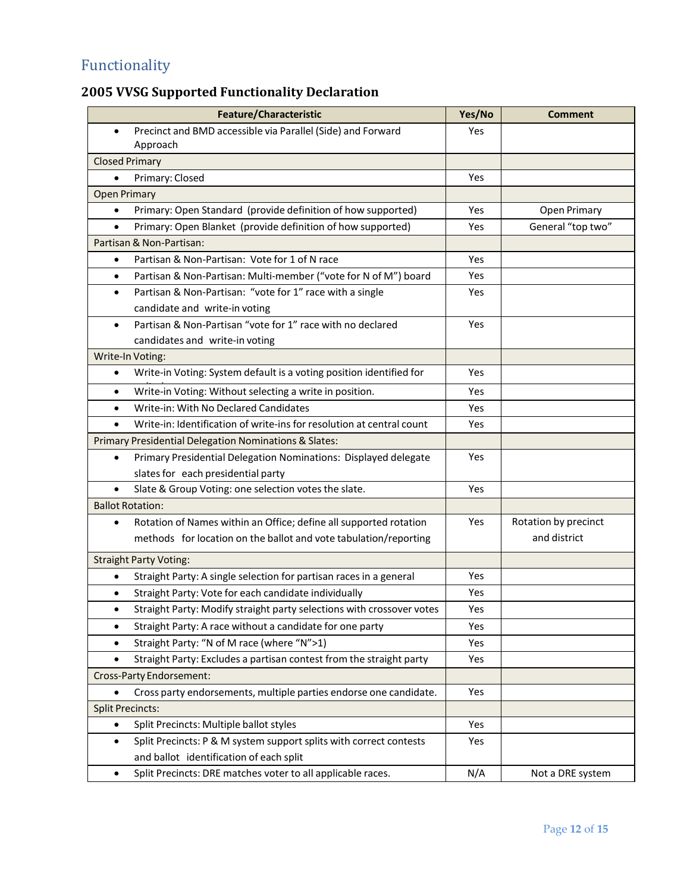## Functionality

### 2005 VVSG Supported Functionality Declaration

| Feature/Characteristic | Yes/No | Comment |
|---|---|---|
| • Precinct and BMD accessible via Parallel (Side) and Forward Approach | Yes | |
| Closed Primary | | |
| • Primary: Closed | Yes | |
| Open Primary | | |
| • Primary: Open Standard (provide definition of how supported) | Yes | Open Primary |
| • Primary: Open Blanket (provide definition of how supported) | Yes | General "top two" |
| Partisan & Non-Partisan: | | |
| • Partisan & Non-Partisan: Vote for 1 of N race | Yes | |
| • Partisan & Non-Partisan: Multi-member ("vote for N of M") board | Yes | |
| • Partisan & Non-Partisan: "vote for 1" race with a single candidate and write-in voting | Yes | |
| • Partisan & Non-Partisan "vote for 1" race with no declared candidates and write-in voting | Yes | |
| Write-In Voting: | | |
| • Write-in Voting: System default is a voting position identified for | Yes | |
| • Write-in Voting: Without selecting a write in position. | Yes | |
| • Write-in: With No Declared Candidates | Yes | |
| • Write-in: Identification of write-ins for resolution at central count | Yes | |
| Primary Presidential Delegation Nominations & Slates: | | |
| • Primary Presidential Delegation Nominations: Displayed delegate slates for each presidential party | Yes | |
| • Slate & Group Voting: one selection votes the slate. | Yes | |
| Ballot Rotation: | | |
| • Rotation of Names within an Office; define all supported rotation methods for location on the ballot and vote tabulation/reporting | Yes | Rotation by precinct and district |
| Straight Party Voting: | | |
| • Straight Party: A single selection for partisan races in a general | Yes | |
| • Straight Party: Vote for each candidate individually | Yes | |
| • Straight Party: Modify straight party selections with crossover votes | Yes | |
| • Straight Party: A race without a candidate for one party | Yes | |
| • Straight Party: "N of M race (where "N">1) | Yes | |
| • Straight Party: Excludes a partisan contest from the straight party | Yes | |
| Cross-Party Endorsement: | | |
| • Cross party endorsements, multiple parties endorse one candidate. | Yes | |
| Split Precincts: | | |
| • Split Precincts: Multiple ballot styles | Yes | |
| • Split Precincts: P & M system support splits with correct contests and ballot identification of each split | Yes | |
| • Split Precincts: DRE matches voter to all applicable races. | N/A | Not a DRE system |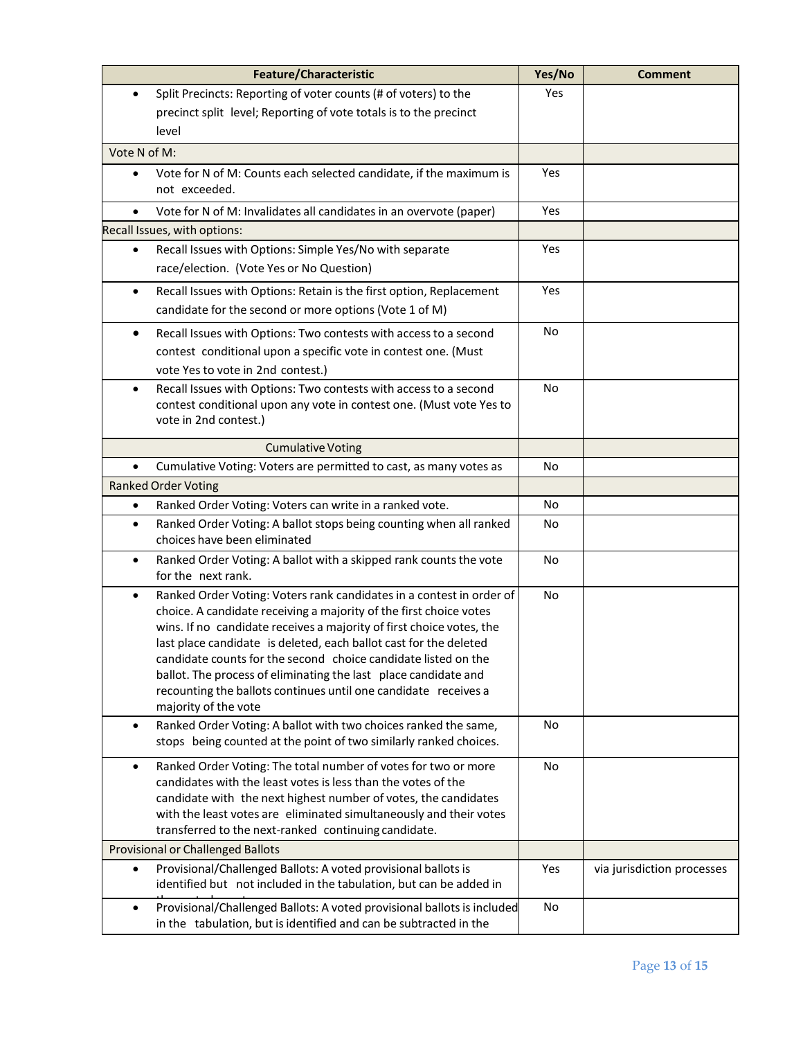| Feature/Characteristic | Yes/No | Comment |
|---|---|---|
| • Split Precincts: Reporting of voter counts (# of voters) to the precinct split level; Reporting of vote totals is to the precinct level | Yes | |
| Vote N of M: | | |
| • Vote for N of M: Counts each selected candidate, if the maximum is not exceeded. | Yes | |
| • Vote for N of M: Invalidates all candidates in an overvote (paper) | Yes | |
| Recall Issues, with options: | | |
| • Recall Issues with Options: Simple Yes/No with separate race/election. (Vote Yes or No Question) | Yes | |
| • Recall Issues with Options: Retain is the first option, Replacement candidate for the second or more options (Vote 1 of M) | Yes | |
| • Recall Issues with Options: Two contests with access to a second contest conditional upon a specific vote in contest one. (Must vote Yes to vote in 2nd contest.) | No | |
| • Recall Issues with Options: Two contests with access to a second contest conditional upon any vote in contest one. (Must vote Yes to vote in 2nd contest.) | No | |
| Cumulative Voting | | |
| • Cumulative Voting: Voters are permitted to cast, as many votes as | No | |
| Ranked Order Voting | | |
| • Ranked Order Voting: Voters can write in a ranked vote. | No | |
| • Ranked Order Voting: A ballot stops being counting when all ranked choices have been eliminated | No | |
| • Ranked Order Voting: A ballot with a skipped rank counts the vote for the next rank. | No | |
| • Ranked Order Voting: Voters rank candidates in a contest in order of choice. A candidate receiving a majority of the first choice votes wins. If no candidate receives a majority of first choice votes, the last place candidate is deleted, each ballot cast for the deleted candidate counts for the second choice candidate listed on the ballot. The process of eliminating the last place candidate and recounting the ballots continues until one candidate receives a majority of the vote | No | |
| • Ranked Order Voting: A ballot with two choices ranked the same, stops being counted at the point of two similarly ranked choices. | No | |
| • Ranked Order Voting: The total number of votes for two or more candidates with the least votes is less than the votes of the candidate with the next highest number of votes, the candidates with the least votes are eliminated simultaneously and their votes transferred to the next-ranked continuing candidate. | No | |
| Provisional or Challenged Ballots | | |
| • Provisional/Challenged Ballots: A voted provisional ballots is identified but not included in the tabulation, but can be added in | Yes | via jurisdiction processes |
| • Provisional/Challenged Ballots: A voted provisional ballots is included in the tabulation, but is identified and can be subtracted in the | No | |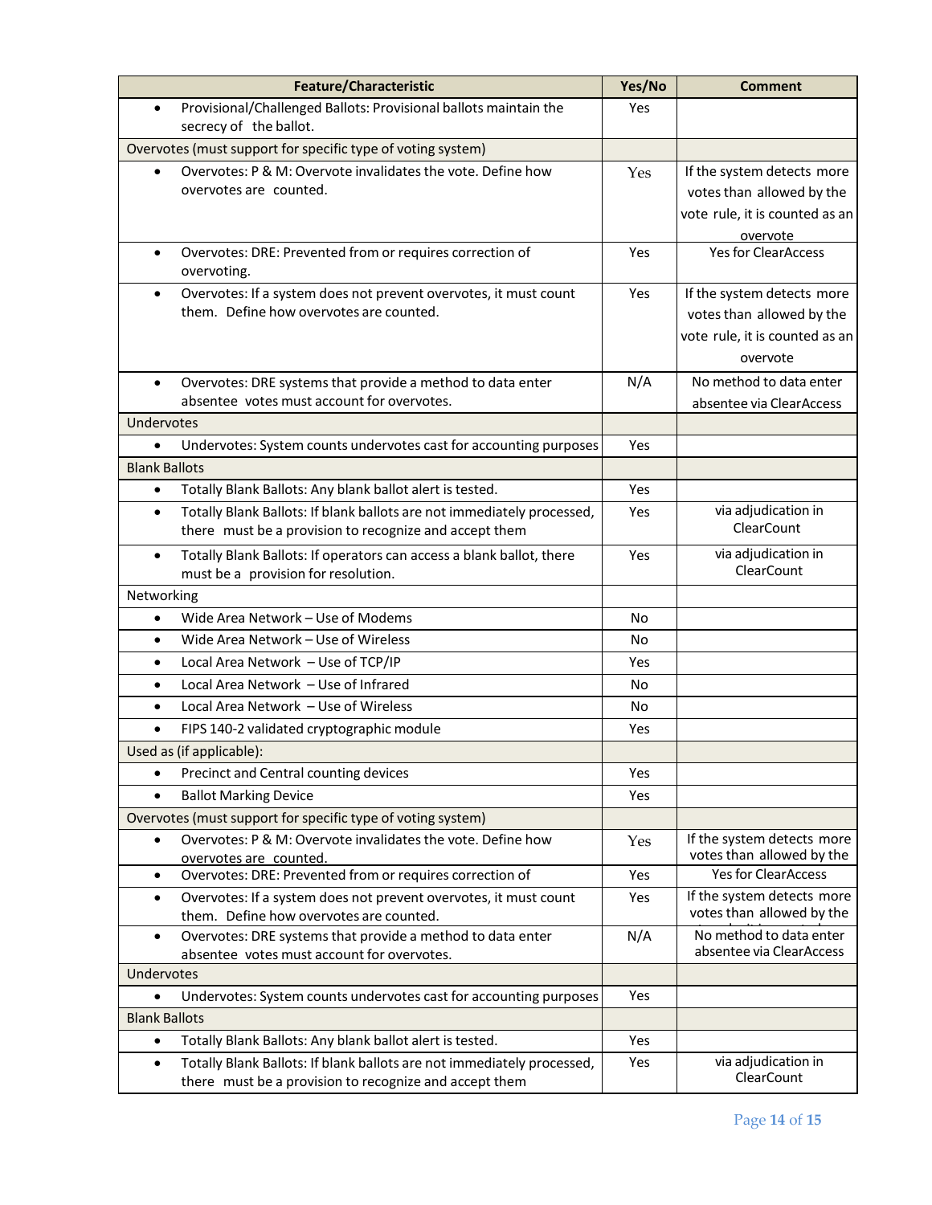| Feature/Characteristic | Yes/No | Comment |
|---|---|---|
| • Provisional/Challenged Ballots: Provisional ballots maintain the secrecy of the ballot. | Yes | |
| Overvotes (must support for specific type of voting system) | | |
| • Overvotes: P & M: Overvote invalidates the vote. Define how overvotes are counted. | Yes | If the system detects more votes than allowed by the vote rule, it is counted as an overvote |
| • Overvotes: DRE: Prevented from or requires correction of overvoting. | Yes | Yes for ClearAccess |
| • Overvotes: If a system does not prevent overvotes, it must count them. Define how overvotes are counted. | Yes | If the system detects more votes than allowed by the vote rule, it is counted as an overvote |
| • Overvotes: DRE systems that provide a method to data enter absentee votes must account for overvotes. | N/A | No method to data enter absentee via ClearAccess |
| Undervotes | | |
| • Undervotes: System counts undervotes cast for accounting purposes | Yes | |
| Blank Ballots | | |
| • Totally Blank Ballots: Any blank ballot alert is tested. | Yes | |
| • Totally Blank Ballots: If blank ballots are not immediately processed, there must be a provision to recognize and accept them | Yes | via adjudication in ClearCount |
| • Totally Blank Ballots: If operators can access a blank ballot, there must be a provision for resolution. | Yes | via adjudication in ClearCount |
| Networking | | |
| • Wide Area Network – Use of Modems | No | |
| • Wide Area Network – Use of Wireless | No | |
| • Local Area Network – Use of TCP/IP | Yes | |
| • Local Area Network – Use of Infrared | No | |
| • Local Area Network – Use of Wireless | No | |
| • FIPS 140-2 validated cryptographic module | Yes | |
| Used as (if applicable): | | |
| • Precinct and Central counting devices | Yes | |
| • Ballot Marking Device | Yes | |
| Overvotes (must support for specific type of voting system) | | |
| • Overvotes: P & M: Overvote invalidates the vote. Define how overvotes are counted. | Yes | If the system detects more votes than allowed by the |
| • Overvotes: DRE: Prevented from or requires correction of | Yes | Yes for ClearAccess |
| • Overvotes: If a system does not prevent overvotes, it must count them. Define how overvotes are counted. | Yes | If the system detects more votes than allowed by the |
| • Overvotes: DRE systems that provide a method to data enter absentee votes must account for overvotes. | N/A | No method to data enter absentee via ClearAccess |
| Undervotes | | |
| • Undervotes: System counts undervotes cast for accounting purposes | Yes | |
| Blank Ballots | | |
| • Totally Blank Ballots: Any blank ballot alert is tested. | Yes | |
| • Totally Blank Ballots: If blank ballots are not immediately processed, there must be a provision to recognize and accept them | Yes | via adjudication in ClearCount |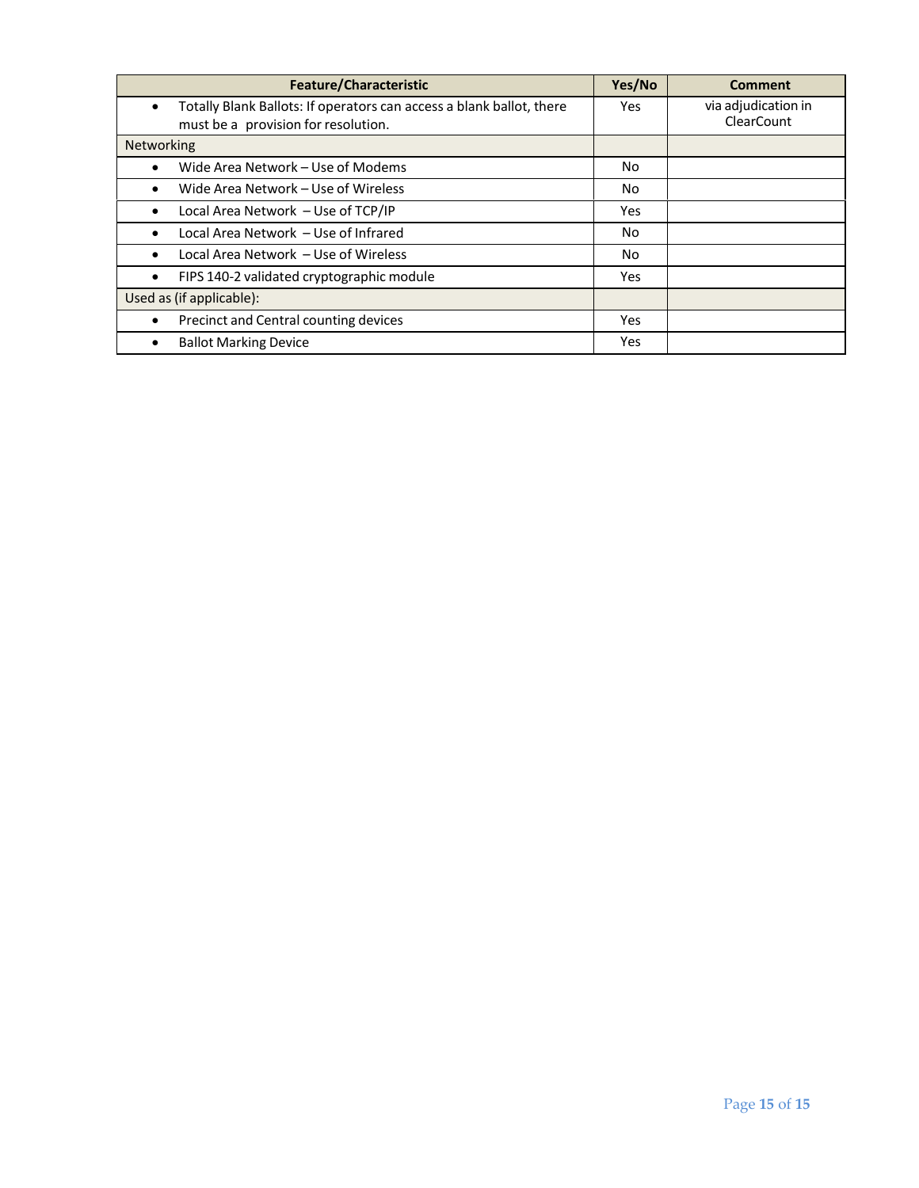| Feature/Characteristic | Yes/No | Comment |
|---|---|---|
| • Totally Blank Ballots: If operators can access a blank ballot, there must be a provision for resolution. | Yes | via adjudication in ClearCount |
| Networking | | |
| • Wide Area Network – Use of Modems | No | |
| • Wide Area Network – Use of Wireless | No | |
| • Local Area Network – Use of TCP/IP | Yes | |
| • Local Area Network – Use of Infrared | No | |
| • Local Area Network – Use of Wireless | No | |
| • FIPS 140-2 validated cryptographic module | Yes | |
| Used as (if applicable): | | |
| • Precinct and Central counting devices | Yes | |
| • Ballot Marking Device | Yes | |